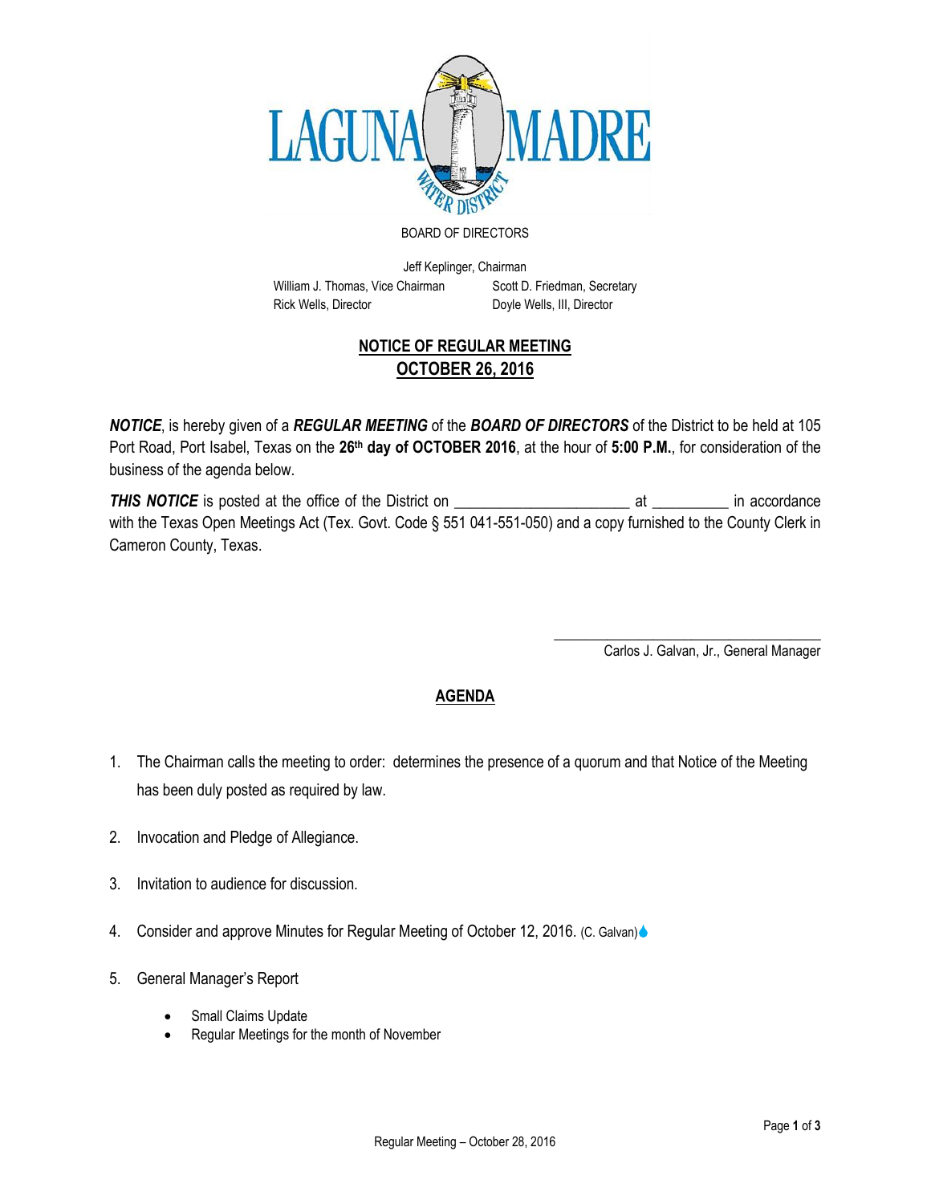# LAGUNA MADRE WATER DISTRICT

BOARD OF DIRECTORS

Jeff Keplinger, Chairman

William J. Thomas, Vice Chairman — Scott D. Friedman, Secretary

Rick Wells, Director — Doyle Wells, III, Director

## NOTICE OF REGULAR MEETING
## OCTOBER 26, 2016

***NOTICE***, is hereby given of a ***REGULAR MEETING*** of the ***BOARD OF DIRECTORS*** of the District to be held at 105 Port Road, Port Isabel, Texas on the **26th day of OCTOBER 2016**, at the hour of **5:00 P.M.**, for consideration of the business of the agenda below.

***THIS NOTICE*** is posted at the office of the District on ______________________ at __________ in accordance with the Texas Open Meetings Act (Tex. Govt. Code § 551 041-551-050) and a copy furnished to the County Clerk in Cameron County, Texas.

____________________________________

Carlos J. Galvan, Jr., General Manager

## AGENDA

1. The Chairman calls the meeting to order: determines the presence of a quorum and that Notice of the Meeting has been duly posted as required by law.
2. Invocation and Pledge of Allegiance.
3. Invitation to audience for discussion.
4. Consider and approve Minutes for Regular Meeting of October 12, 2016. (C. Galvan)
5. General Manager's Report
   - Small Claims Update
   - Regular Meetings for the month of November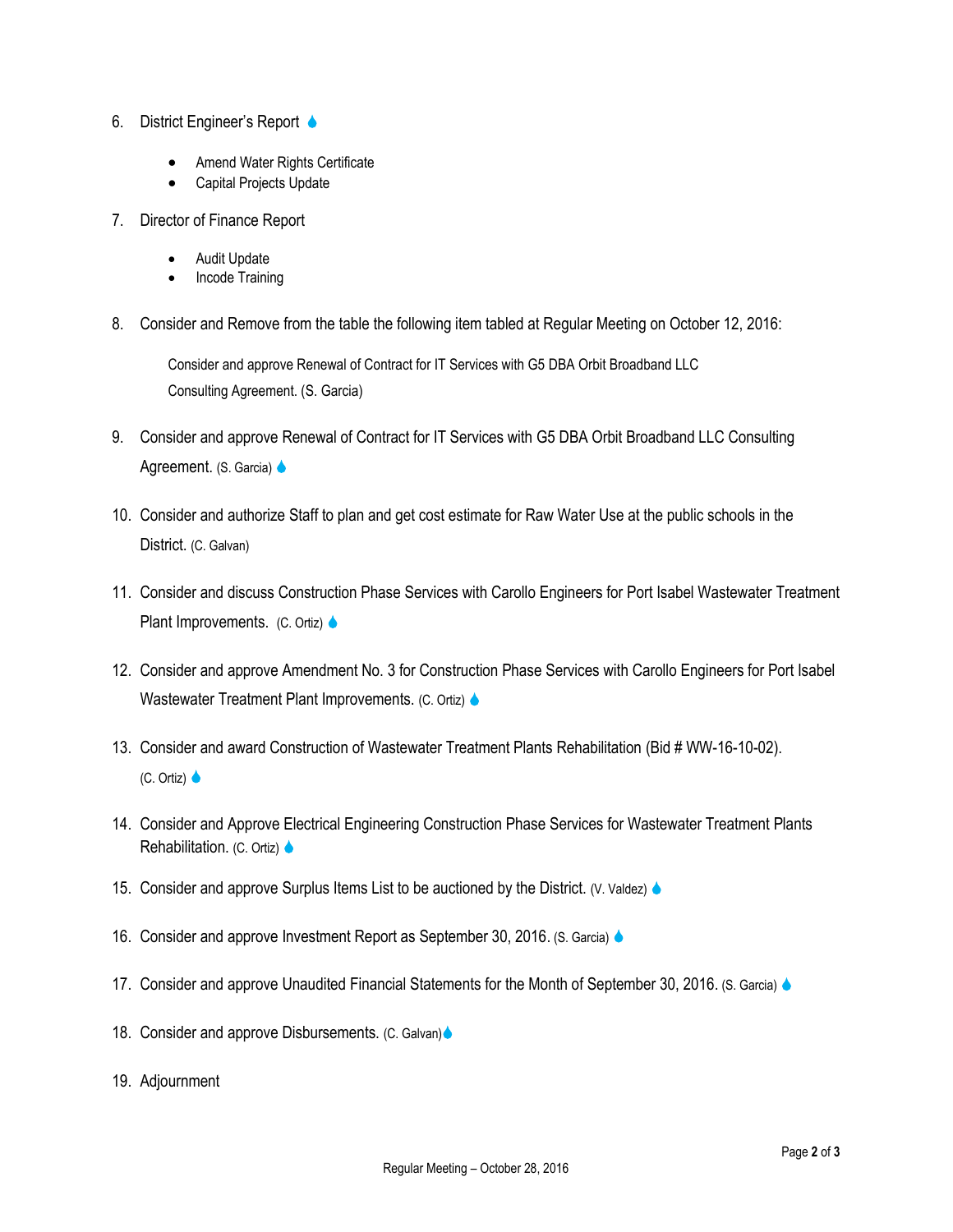6. District Engineer's Report

    - Amend Water Rights Certificate
    - Capital Projects Update

7. Director of Finance Report

    - Audit Update
    - Incode Training

8. Consider and Remove from the table the following item tabled at Regular Meeting on October 12, 2016:

    Consider and approve Renewal of Contract for IT Services with G5 DBA Orbit Broadband LLC Consulting Agreement. (S. Garcia)

9. Consider and approve Renewal of Contract for IT Services with G5 DBA Orbit Broadband LLC Consulting Agreement. (S. Garcia)

10. Consider and authorize Staff to plan and get cost estimate for Raw Water Use at the public schools in the District. (C. Galvan)

11. Consider and discuss Construction Phase Services with Carollo Engineers for Port Isabel Wastewater Treatment Plant Improvements. (C. Ortiz)

12. Consider and approve Amendment No. 3 for Construction Phase Services with Carollo Engineers for Port Isabel Wastewater Treatment Plant Improvements. (C. Ortiz)

13. Consider and award Construction of Wastewater Treatment Plants Rehabilitation (Bid # WW-16-10-02). (C. Ortiz)

14. Consider and Approve Electrical Engineering Construction Phase Services for Wastewater Treatment Plants Rehabilitation. (C. Ortiz)

15. Consider and approve Surplus Items List to be auctioned by the District. (V. Valdez)

16. Consider and approve Investment Report as September 30, 2016. (S. Garcia)

17. Consider and approve Unaudited Financial Statements for the Month of September 30, 2016. (S. Garcia)

18. Consider and approve Disbursements. (C. Galvan)

19. Adjournment

Regular Meeting – October 28, 2016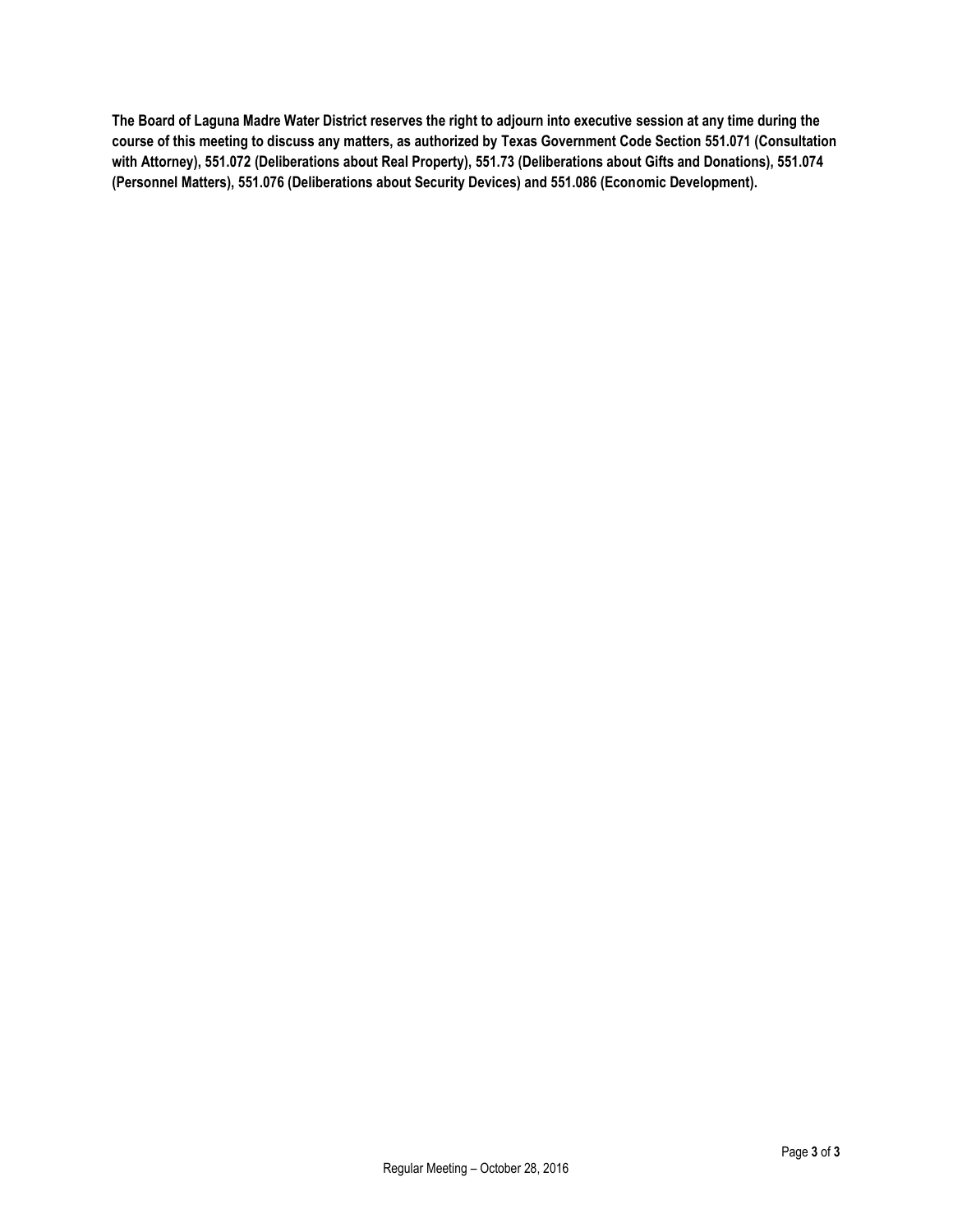**The Board of Laguna Madre Water District reserves the right to adjourn into executive session at any time during the course of this meeting to discuss any matters, as authorized by Texas Government Code Section 551.071 (Consultation with Attorney), 551.072 (Deliberations about Real Property), 551.73 (Deliberations about Gifts and Donations), 551.074 (Personnel Matters), 551.076 (Deliberations about Security Devices) and 551.086 (Economic Development).**